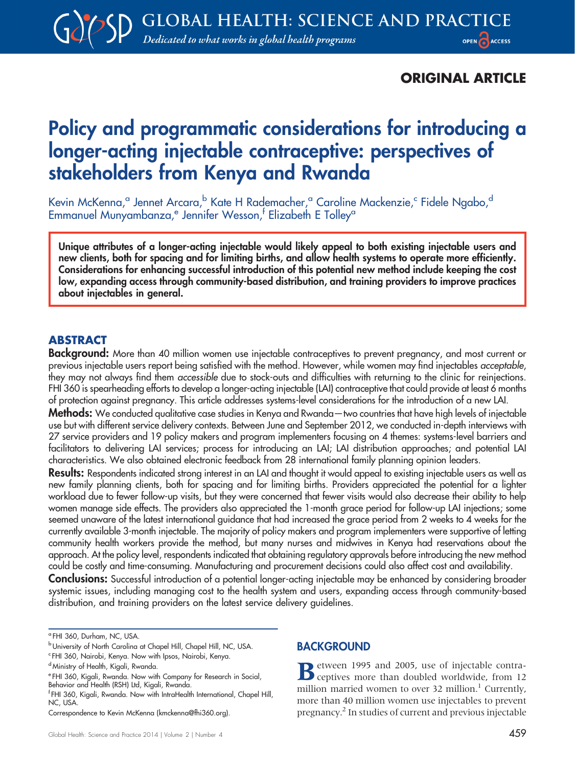ORIGINAL ARTICLE

# Policy and programmatic considerations for introducing a longer-acting injectable contraceptive: perspectives of stakeholders from Kenya and Rwanda

Kevin McKenna,[a] Jennet Arcara,[b] Kate H Rademacher,[a] Caroline Mackenzie,[c] Fidele Ngabo,[d] Emmanuel Munyambanza,[e] Jennifer Wesson,[f] Elizabeth E Tolley[a]

**Unique attributes of a longer-acting injectable would likely appeal to both existing injectable users and new clients, both for spacing and for limiting births, and allow health systems to operate more efficiently. Considerations for enhancing successful introduction of this potential new method include keeping the cost low, expanding access through community-based distribution, and training providers to improve practices about injectables in general.**

## ABSTRACT

**Background:** More than 40 million women use injectable contraceptives to prevent pregnancy, and most current or previous injectable users report being satisfied with the method. However, while women may find injectables *acceptable*, they may not always find them *accessible* due to stock-outs and difficulties with returning to the clinic for reinjections. FHI 360 is spearheading efforts to develop a longer-acting injectable (LAI) contraceptive that could provide at least 6 months of protection against pregnancy. This article addresses systems-level considerations for the introduction of a new LAI.

**Methods:** We conducted qualitative case studies in Kenya and Rwanda—two countries that have high levels of injectable use but with different service delivery contexts. Between June and September 2012, we conducted in-depth interviews with 27 service providers and 19 policy makers and program implementers focusing on 4 themes: systems-level barriers and facilitators to delivering LAI services; process for introducing an LAI; LAI distribution approaches; and potential LAI characteristics. We also obtained electronic feedback from 28 international family planning opinion leaders.

**Results:** Respondents indicated strong interest in an LAI and thought it would appeal to existing injectable users as well as new family planning clients, both for spacing and for limiting births. Providers appreciated the potential for a lighter workload due to fewer follow-up visits, but they were concerned that fewer visits would also decrease their ability to help women manage side effects. The providers also appreciated the 1-month grace period for follow-up LAI injections; some seemed unaware of the latest international guidance that had increased the grace period from 2 weeks to 4 weeks for the currently available 3-month injectable. The majority of policy makers and program implementers were supportive of letting community health workers provide the method, but many nurses and midwives in Kenya had reservations about the approach. At the policy level, respondents indicated that obtaining regulatory approvals before introducing the new method could be costly and time-consuming. Manufacturing and procurement decisions could also affect cost and availability.

**Conclusions:** Successful introduction of a potential longer-acting injectable may be enhanced by considering broader systemic issues, including managing cost to the health system and users, expanding access through community-based distribution, and training providers on the latest service delivery guidelines.

[a] FHI 360, Durham, NC, USA.
[b] University of North Carolina at Chapel Hill, Chapel Hill, NC, USA.
[c] FHI 360, Nairobi, Kenya. Now with Ipsos, Nairobi, Kenya.
[d] Ministry of Health, Kigali, Rwanda.
[e] FHI 360, Kigali, Rwanda. Now with Company for Research in Social, Behavior and Health (RSH) Ltd, Kigali, Rwanda.
[f] FHI 360, Kigali, Rwanda. Now with IntraHealth International, Chapel Hill, NC, USA.

Correspondence to Kevin McKenna (kmckenna@fhi360.org).

## BACKGROUND

Between 1995 and 2005, use of injectable contraceptives more than doubled worldwide, from 12 million married women to over 32 million.[1] Currently, more than 40 million women use injectables to prevent pregnancy.[2] In studies of current and previous injectable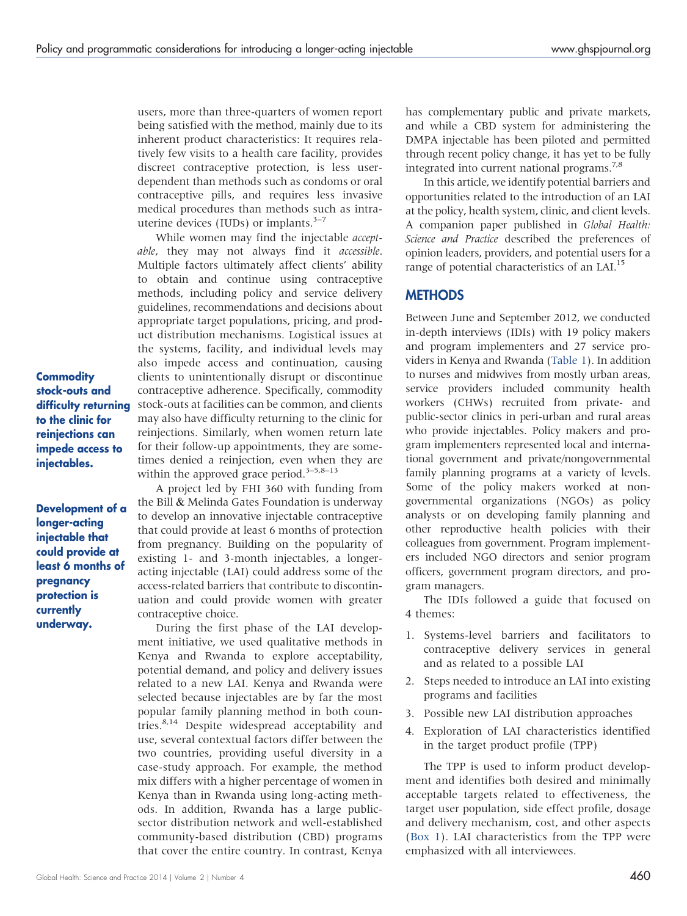users, more than three-quarters of women report being satisfied with the method, mainly due to its inherent product characteristics: It requires relatively few visits to a health care facility, provides discreet contraceptive protection, is less user-dependent than methods such as condoms or oral contraceptive pills, and requires less invasive medical procedures than methods such as intrauterine devices (IUDs) or implants.[3–7]

While women may find the injectable *acceptable*, they may not always find it *accessible*. Multiple factors ultimately affect clients' ability to obtain and continue using contraceptive methods, including policy and service delivery guidelines, recommendations and decisions about appropriate target populations, pricing, and product distribution mechanisms. Logistical issues at the systems, facility, and individual levels may also impede access and continuation, causing clients to unintentionally disrupt or discontinue contraceptive adherence. Specifically, commodity stock-outs at facilities can be common, and clients may also have difficulty returning to the clinic for reinjections. Similarly, when women return late for their follow-up appointments, they are sometimes denied a reinjection, even when they are within the approved grace period.[3–5,8–13]

**Commodity stock-outs and difficulty returning to the clinic for reinjections can impede access to injectables.**

A project led by FHI 360 with funding from the Bill & Melinda Gates Foundation is underway to develop an innovative injectable contraceptive that could provide at least 6 months of protection from pregnancy. Building on the popularity of existing 1- and 3-month injectables, a longer-acting injectable (LAI) could address some of the access-related barriers that contribute to discontinuation and could provide women with greater contraceptive choice.

**Development of a longer-acting injectable that could provide at least 6 months of pregnancy protection is currently underway.**

During the first phase of the LAI development initiative, we used qualitative methods in Kenya and Rwanda to explore acceptability, potential demand, and policy and delivery issues related to a new LAI. Kenya and Rwanda were selected because injectables are by far the most popular family planning method in both countries.[8,14] Despite widespread acceptability and use, several contextual factors differ between the two countries, providing useful diversity in a case-study approach. For example, the method mix differs with a higher percentage of women in Kenya than in Rwanda using long-acting methods. In addition, Rwanda has a large public-sector distribution network and well-established community-based distribution (CBD) programs that cover the entire country. In contrast, Kenya has complementary public and private markets, and while a CBD system for administering the DMPA injectable has been piloted and permitted through recent policy change, it has yet to be fully integrated into current national programs.[7,8]

In this article, we identify potential barriers and opportunities related to the introduction of an LAI at the policy, health system, clinic, and client levels. A companion paper published in *Global Health: Science and Practice* described the preferences of opinion leaders, providers, and potential users for a range of potential characteristics of an LAI.[15]

## METHODS

Between June and September 2012, we conducted in-depth interviews (IDIs) with 19 policy makers and program implementers and 27 service providers in Kenya and Rwanda (Table 1). In addition to nurses and midwives from mostly urban areas, service providers included community health workers (CHWs) recruited from private- and public-sector clinics in peri-urban and rural areas who provide injectables. Policy makers and program implementers represented local and international government and private/nongovernmental family planning programs at a variety of levels. Some of the policy makers worked at nongovernmental organizations (NGOs) as policy analysts or on developing family planning and other reproductive health policies with their colleagues from government. Program implementers included NGO directors and senior program officers, government program directors, and program managers.

The IDIs followed a guide that focused on 4 themes:

1. Systems-level barriers and facilitators to contraceptive delivery services in general and as related to a possible LAI
2. Steps needed to introduce an LAI into existing programs and facilities
3. Possible new LAI distribution approaches
4. Exploration of LAI characteristics identified in the target product profile (TPP)

The TPP is used to inform product development and identifies both desired and minimally acceptable targets related to effectiveness, the target user population, side effect profile, dosage and delivery mechanism, cost, and other aspects (Box 1). LAI characteristics from the TPP were emphasized with all interviewees.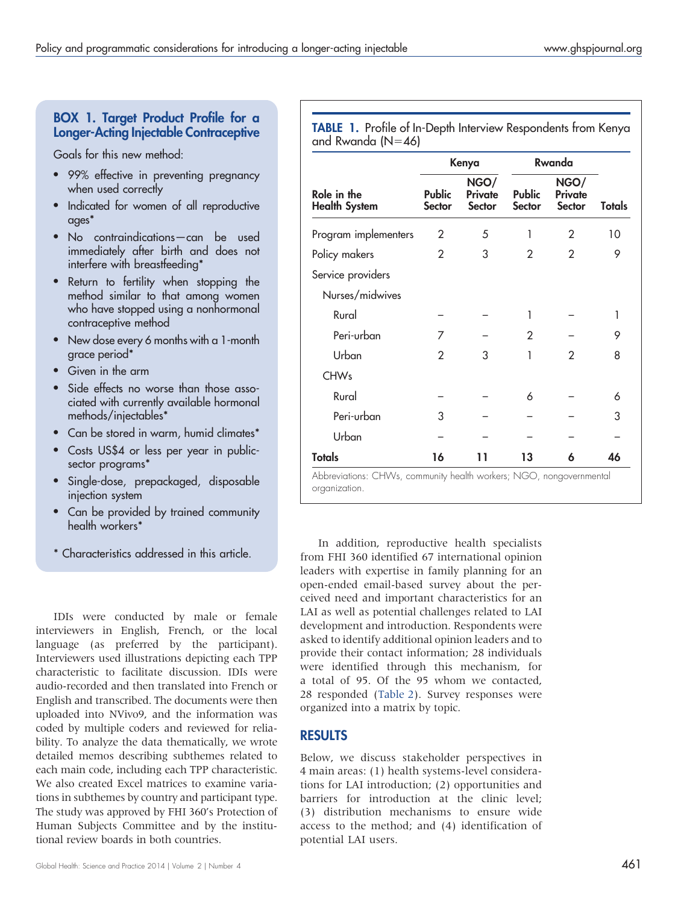**BOX 1. Target Product Profile for a Longer-Acting Injectable Contraceptive**

Goals for this new method:

- 99% effective in preventing pregnancy when used correctly
- Indicated for women of all reproductive ages*
- No contraindications—can be used immediately after birth and does not interfere with breastfeeding*
- Return to fertility when stopping the method similar to that among women who have stopped using a nonhormonal contraceptive method
- New dose every 6 months with a 1-month grace period*
- Given in the arm
- Side effects no worse than those associated with currently available hormonal methods/injectables*
- Can be stored in warm, humid climates*
- Costs US$4 or less per year in public-sector programs*
- Single-dose, prepackaged, disposable injection system
- Can be provided by trained community health workers*

* Characteristics addressed in this article.

IDIs were conducted by male or female interviewers in English, French, or the local language (as preferred by the participant). Interviewers used illustrations depicting each TPP characteristic to facilitate discussion. IDIs were audio-recorded and then translated into French or English and transcribed. The documents were then uploaded into NVivo9, and the information was coded by multiple coders and reviewed for reliability. To analyze the data thematically, we wrote detailed memos describing subthemes related to each main code, including each TPP characteristic. We also created Excel matrices to examine variations in subthemes by country and participant type. The study was approved by FHI 360's Protection of Human Subjects Committee and by the institutional review boards in both countries.

**TABLE 1.** Profile of In-Depth Interview Respondents from Kenya and Rwanda (N=46)

| Role in the Health System | Kenya | | Rwanda | | Totals |
|---|---|---|---|---|---|
| | Public Sector | NGO/ Private Sector | Public Sector | NGO/ Private Sector | |
| Program implementers | 2 | 5 | 1 | 2 | 10 |
| Policy makers | 2 | 3 | 2 | 2 | 9 |
| Service providers | | | | | |
| Nurses/midwives | | | | | |
| Rural | – | – | 1 | – | 1 |
| Peri-urban | 7 | – | 2 | – | 9 |
| Urban | 2 | 3 | 1 | 2 | 8 |
| CHWs | | | | | |
| Rural | – | – | 6 | – | 6 |
| Peri-urban | 3 | – | – | – | 3 |
| Urban | – | – | – | – | – |
| **Totals** | **16** | **11** | **13** | **6** | **46** |

Abbreviations: CHWs, community health workers; NGO, nongovernmental organization.

In addition, reproductive health specialists from FHI 360 identified 67 international opinion leaders with expertise in family planning for an open-ended email-based survey about the perceived need and important characteristics for an LAI as well as potential challenges related to LAI development and introduction. Respondents were asked to identify additional opinion leaders and to provide their contact information; 28 individuals were identified through this mechanism, for a total of 95. Of the 95 whom we contacted, 28 responded (Table 2). Survey responses were organized into a matrix by topic.

## RESULTS

Below, we discuss stakeholder perspectives in 4 main areas: (1) health systems-level considerations for LAI introduction; (2) opportunities and barriers for introduction at the clinic level; (3) distribution mechanisms to ensure wide access to the method; and (4) identification of potential LAI users.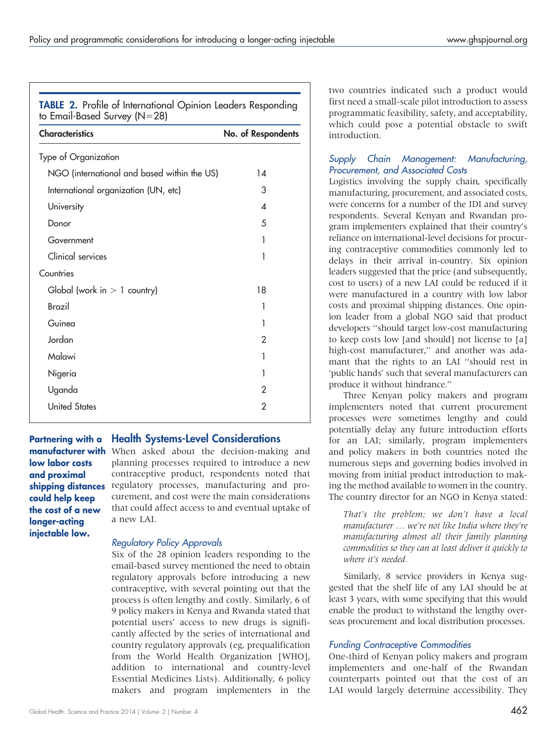**TABLE 2.** Profile of International Opinion Leaders Responding to Email-Based Survey (N=28)

| Characteristics | No. of Respondents |
|---|---|
| Type of Organization | |
| NGO (international and based within the US) | 14 |
| International organization (UN, etc) | 3 |
| University | 4 |
| Donor | 5 |
| Government | 1 |
| Clinical services | 1 |
| Countries | |
| Global (work in > 1 country) | 18 |
| Brazil | 1 |
| Guinea | 1 |
| Jordan | 2 |
| Malawi | 1 |
| Nigeria | 1 |
| Uganda | 2 |
| United States | 2 |

**Partnering with a manufacturer with low labor costs and proximal shipping distances could help keep the cost of a new longer-acting injectable low.**

## Health Systems-Level Considerations

When asked about the decision-making and planning processes required to introduce a new contraceptive product, respondents noted that regulatory processes, manufacturing and procurement, and cost were the main considerations that could affect access to and eventual uptake of a new LAI.

### *Regulatory Policy Approvals*

Six of the 28 opinion leaders responding to the email-based survey mentioned the need to obtain regulatory approvals before introducing a new contraceptive, with several pointing out that the process is often lengthy and costly. Similarly, 6 of 9 policy makers in Kenya and Rwanda stated that potential users' access to new drugs is significantly affected by the series of international and country regulatory approvals (eg, prequalification from the World Health Organization [WHO], addition to international and country-level Essential Medicines Lists). Additionally, 6 policy makers and program implementers in the two countries indicated such a product would first need a small-scale pilot introduction to assess programmatic feasibility, safety, and acceptability, which could pose a potential obstacle to swift introduction.

### *Supply Chain Management: Manufacturing, Procurement, and Associated Costs*

Logistics involving the supply chain, specifically manufacturing, procurement, and associated costs, were concerns for a number of the IDI and survey respondents. Several Kenyan and Rwandan program implementers explained that their country's reliance on international-level decisions for procuring contraceptive commodities commonly led to delays in their arrival in-country. Six opinion leaders suggested that the price (and subsequently, cost to users) of a new LAI could be reduced if it were manufactured in a country with low labor costs and proximal shipping distances. One opinion leader from a global NGO said that product developers "should target low-cost manufacturing to keep costs low [and should] not license to [a] high-cost manufacturer," and another was adamant that the rights to an LAI "should rest in 'public hands' such that several manufacturers can produce it without hindrance."

Three Kenyan policy makers and program implementers noted that current procurement processes were sometimes lengthy and could potentially delay any future introduction efforts for an LAI; similarly, program implementers and policy makers in both countries noted the numerous steps and governing bodies involved in moving from initial product introduction to making the method available to women in the country. The country director for an NGO in Kenya stated:

> *That's the problem; we don't have a local manufacturer … we're not like India where they're manufacturing almost all their family planning commodities so they can at least deliver it quickly to where it's needed.*

Similarly, 8 service providers in Kenya suggested that the shelf life of any LAI should be at least 3 years, with some specifying that this would enable the product to withstand the lengthy overseas procurement and local distribution processes.

### *Funding Contraceptive Commodities*

One-third of Kenyan policy makers and program implementers and one-half of the Rwandan counterparts pointed out that the cost of an LAI would largely determine accessibility. They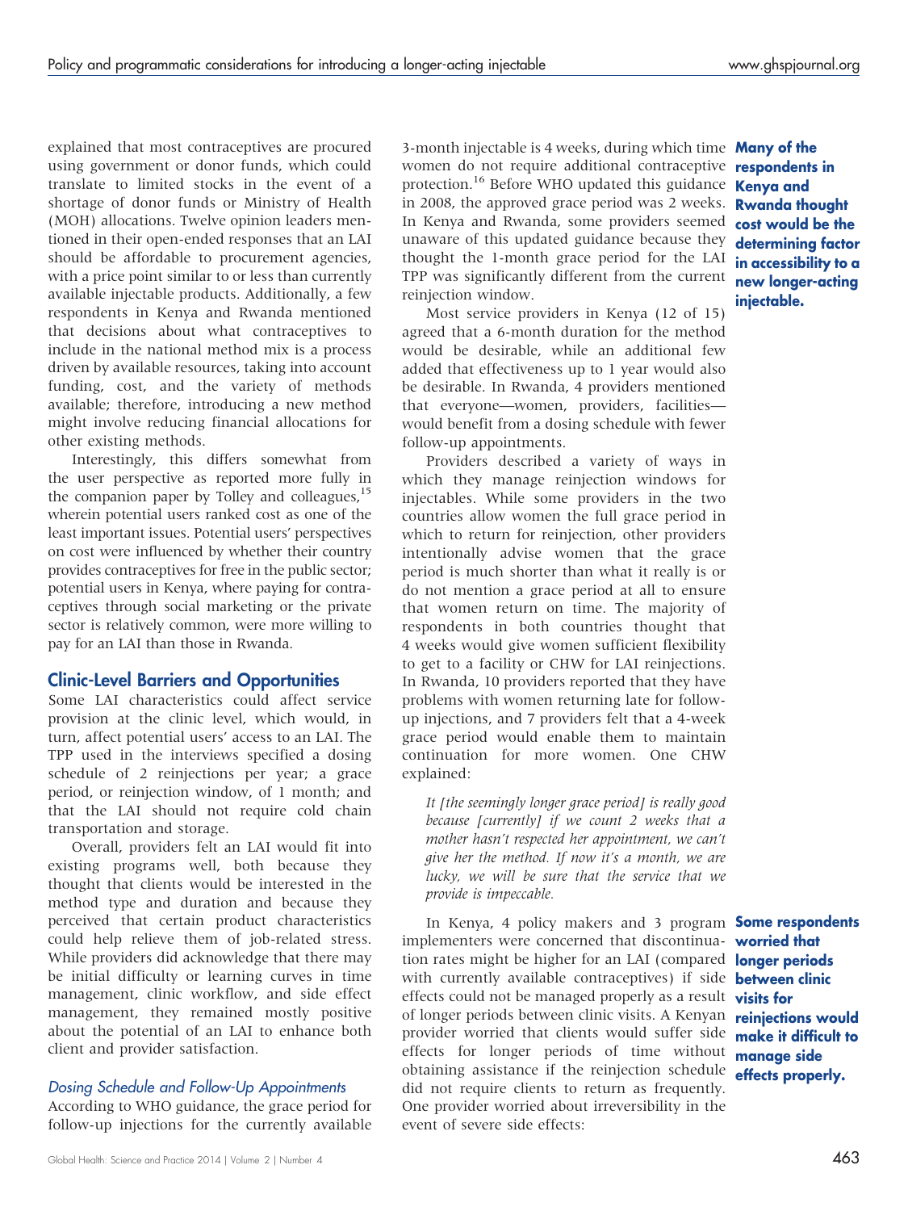explained that most contraceptives are procured using government or donor funds, which could translate to limited stocks in the event of a shortage of donor funds or Ministry of Health (MOH) allocations. Twelve opinion leaders mentioned in their open-ended responses that an LAI should be affordable to procurement agencies, with a price point similar to or less than currently available injectable products. Additionally, a few respondents in Kenya and Rwanda mentioned that decisions about what contraceptives to include in the national method mix is a process driven by available resources, taking into account funding, cost, and the variety of methods available; therefore, introducing a new method might involve reducing financial allocations for other existing methods.

Interestingly, this differs somewhat from the user perspective as reported more fully in the companion paper by Tolley and colleagues,[15] wherein potential users ranked cost as one of the least important issues. Potential users' perspectives on cost were influenced by whether their country provides contraceptives for free in the public sector; potential users in Kenya, where paying for contraceptives through social marketing or the private sector is relatively common, were more willing to pay for an LAI than those in Rwanda.

**Many of the respondents in Kenya and Rwanda thought cost would be the determining factor in accessibility to a new longer-acting injectable.**

## Clinic-Level Barriers and Opportunities

Some LAI characteristics could affect service provision at the clinic level, which would, in turn, affect potential users' access to an LAI. The TPP used in the interviews specified a dosing schedule of 2 reinjections per year; a grace period, or reinjection window, of 1 month; and that the LAI should not require cold chain transportation and storage.

Overall, providers felt an LAI would fit into existing programs well, both because they thought that clients would be interested in the method type and duration and because they perceived that certain product characteristics could help relieve them of job-related stress. While providers did acknowledge that there may be initial difficulty or learning curves in time management, clinic workflow, and side effect management, they remained mostly positive about the potential of an LAI to enhance both client and provider satisfaction.

### *Dosing Schedule and Follow-Up Appointments*

According to WHO guidance, the grace period for follow-up injections for the currently available 3-month injectable is 4 weeks, during which time women do not require additional contraceptive protection.[16] Before WHO updated this guidance in 2008, the approved grace period was 2 weeks. In Kenya and Rwanda, some providers seemed unaware of this updated guidance because they thought the 1-month grace period for the LAI TPP was significantly different from the current reinjection window.

Most service providers in Kenya (12 of 15) agreed that a 6-month duration for the method would be desirable, while an additional few added that effectiveness up to 1 year would also be desirable. In Rwanda, 4 providers mentioned that everyone—women, providers, facilities—would benefit from a dosing schedule with fewer follow-up appointments.

Providers described a variety of ways in which they manage reinjection windows for injectables. While some providers in the two countries allow women the full grace period in which to return for reinjection, other providers intentionally advise women that the grace period is much shorter than what it really is or do not mention a grace period at all to ensure that women return on time. The majority of respondents in both countries thought that 4 weeks would give women sufficient flexibility to get to a facility or CHW for LAI reinjections. In Rwanda, 10 providers reported that they have problems with women returning late for follow-up injections, and 7 providers felt that a 4-week grace period would enable them to maintain continuation for more women. One CHW explained:

> *It [the seemingly longer grace period] is really good because [currently] if we count 2 weeks that a mother hasn't respected her appointment, we can't give her the method. If now it's a month, we are lucky, we will be sure that the service that we provide is impeccable.*

In Kenya, 4 policy makers and 3 program implementers were concerned that discontinuation rates might be higher for an LAI (compared with currently available contraceptives) if side effects could not be managed properly as a result of longer periods between clinic visits. A Kenyan provider worried that clients would suffer side effects for longer periods of time without obtaining assistance if the reinjection schedule did not require clients to return as frequently. One provider worried about irreversibility in the event of severe side effects:

**Some respondents worried that longer periods between clinic visits for reinjections would make it difficult to manage side effects properly.**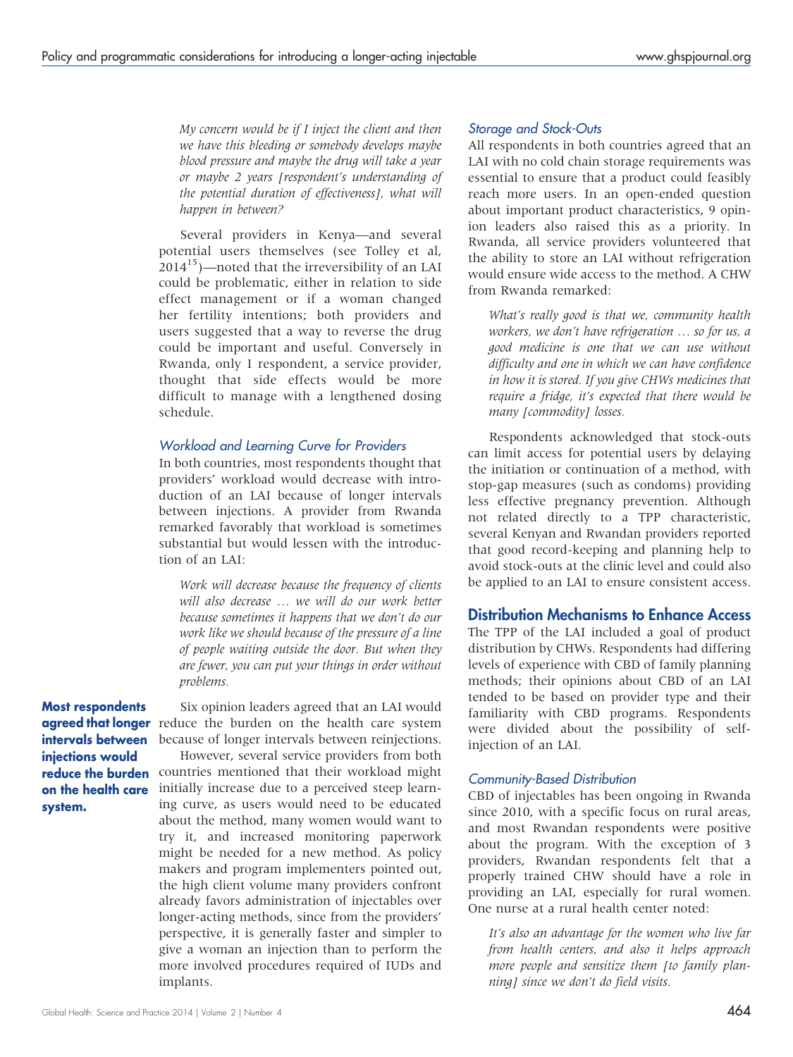> My concern would be if I inject the client and then we have this bleeding or somebody develops maybe blood pressure and maybe the drug will take a year or maybe 2 years [respondent's understanding of the potential duration of effectiveness], what will happen in between?

Several providers in Kenya—and several potential users themselves (see Tolley et al, 2014[15])—noted that the irreversibility of an LAI could be problematic, either in relation to side effect management or if a woman changed her fertility intentions; both providers and users suggested that a way to reverse the drug could be important and useful. Conversely in Rwanda, only 1 respondent, a service provider, thought that side effects would be more difficult to manage with a lengthened dosing schedule.

### Workload and Learning Curve for Providers

In both countries, most respondents thought that providers' workload would decrease with introduction of an LAI because of longer intervals between injections. A provider from Rwanda remarked favorably that workload is sometimes substantial but would lessen with the introduction of an LAI:

> Work will decrease because the frequency of clients will also decrease … we will do our work better because sometimes it happens that we don't do our work like we should because of the pressure of a line of people waiting outside the door. But when they are fewer, you can put your things in order without problems.

**Most respondents agreed that longer intervals between injections would reduce the burden on the health care system.**

Six opinion leaders agreed that an LAI would reduce the burden on the health care system because of longer intervals between reinjections.

However, several service providers from both countries mentioned that their workload might initially increase due to a perceived steep learning curve, as users would need to be educated about the method, many women would want to try it, and increased monitoring paperwork might be needed for a new method. As policy makers and program implementers pointed out, the high client volume many providers confront already favors administration of injectables over longer-acting methods, since from the providers' perspective, it is generally faster and simpler to give a woman an injection than to perform the more involved procedures required of IUDs and implants.

### Storage and Stock-Outs

All respondents in both countries agreed that an LAI with no cold chain storage requirements was essential to ensure that a product could feasibly reach more users. In an open-ended question about important product characteristics, 9 opinion leaders also raised this as a priority. In Rwanda, all service providers volunteered that the ability to store an LAI without refrigeration would ensure wide access to the method. A CHW from Rwanda remarked:

> What's really good is that we, community health workers, we don't have refrigeration … so for us, a good medicine is one that we can use without difficulty and one in which we can have confidence in how it is stored. If you give CHWs medicines that require a fridge, it's expected that there would be many [commodity] losses.

Respondents acknowledged that stock-outs can limit access for potential users by delaying the initiation or continuation of a method, with stop-gap measures (such as condoms) providing less effective pregnancy prevention. Although not related directly to a TPP characteristic, several Kenyan and Rwandan providers reported that good record-keeping and planning help to avoid stock-outs at the clinic level and could also be applied to an LAI to ensure consistent access.

## Distribution Mechanisms to Enhance Access

The TPP of the LAI included a goal of product distribution by CHWs. Respondents had differing levels of experience with CBD of family planning methods; their opinions about CBD of an LAI tended to be based on provider type and their familiarity with CBD programs. Respondents were divided about the possibility of self-injection of an LAI.

### Community-Based Distribution

CBD of injectables has been ongoing in Rwanda since 2010, with a specific focus on rural areas, and most Rwandan respondents were positive about the program. With the exception of 3 providers, Rwandan respondents felt that a properly trained CHW should have a role in providing an LAI, especially for rural women. One nurse at a rural health center noted:

> It's also an advantage for the women who live far from health centers, and also it helps approach more people and sensitize them [to family planning] since we don't do field visits.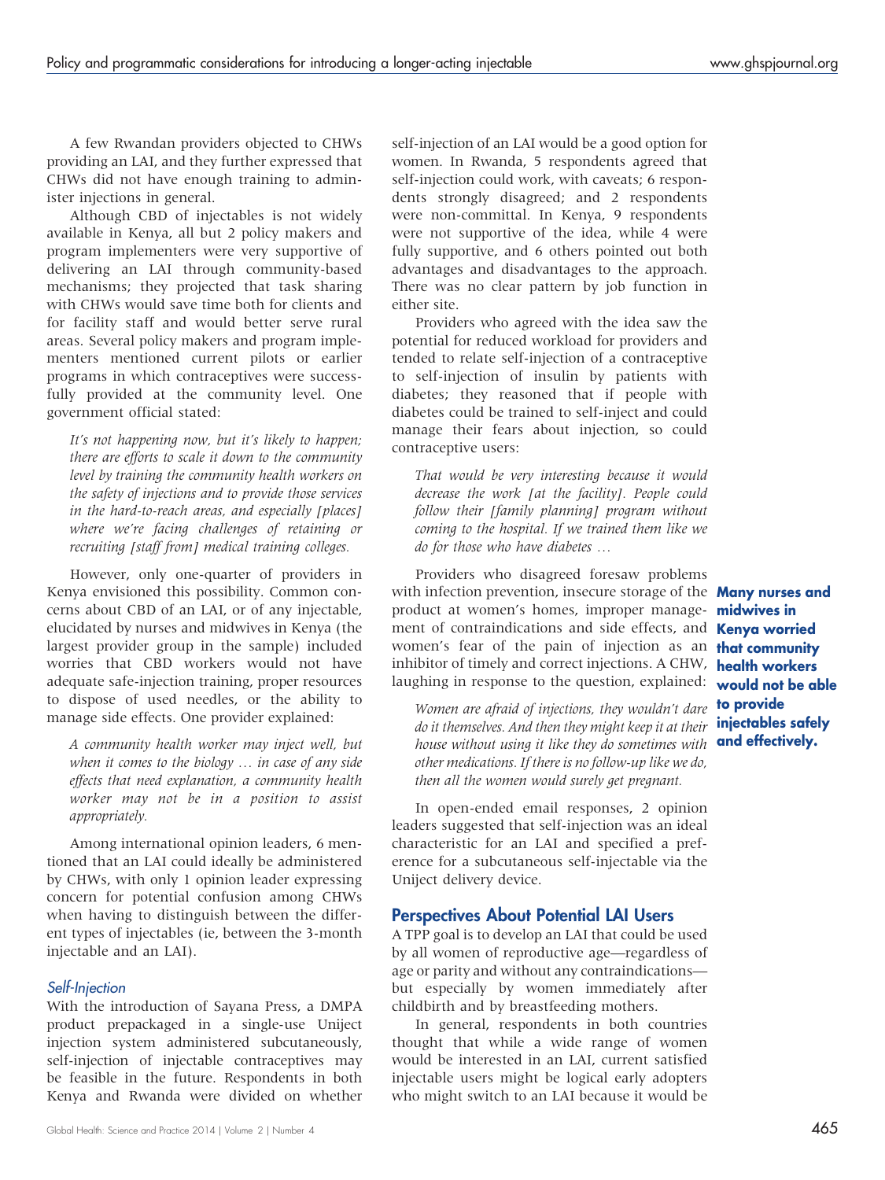A few Rwandan providers objected to CHWs providing an LAI, and they further expressed that CHWs did not have enough training to administer injections in general.

Although CBD of injectables is not widely available in Kenya, all but 2 policy makers and program implementers were very supportive of delivering an LAI through community-based mechanisms; they projected that task sharing with CHWs would save time both for clients and for facility staff and would better serve rural areas. Several policy makers and program implementers mentioned current pilots or earlier programs in which contraceptives were successfully provided at the community level. One government official stated:

> *It's not happening now, but it's likely to happen; there are efforts to scale it down to the community level by training the community health workers on the safety of injections and to provide those services in the hard-to-reach areas, and especially [places] where we're facing challenges of retaining or recruiting [staff from] medical training colleges.*

However, only one-quarter of providers in Kenya envisioned this possibility. Common concerns about CBD of an LAI, or of any injectable, elucidated by nurses and midwives in Kenya (the largest provider group in the sample) included worries that CBD workers would not have adequate safe-injection training, proper resources to dispose of used needles, or the ability to manage side effects. One provider explained:

> *A community health worker may inject well, but when it comes to the biology … in case of any side effects that need explanation, a community health worker may not be in a position to assist appropriately.*

**Many nurses and midwives in Kenya worried that community health workers would not be able to provide injectables safely and effectively.**

Among international opinion leaders, 6 mentioned that an LAI could ideally be administered by CHWs, with only 1 opinion leader expressing concern for potential confusion among CHWs when having to distinguish between the different types of injectables (ie, between the 3-month injectable and an LAI).

### *Self-Injection*

With the introduction of Sayana Press, a DMPA product prepackaged in a single-use Uniject injection system administered subcutaneously, self-injection of injectable contraceptives may be feasible in the future. Respondents in both Kenya and Rwanda were divided on whether self-injection of an LAI would be a good option for women. In Rwanda, 5 respondents agreed that self-injection could work, with caveats; 6 respondents strongly disagreed; and 2 respondents were non-committal. In Kenya, 9 respondents were not supportive of the idea, while 4 were fully supportive, and 6 others pointed out both advantages and disadvantages to the approach. There was no clear pattern by job function in either site.

Providers who agreed with the idea saw the potential for reduced workload for providers and tended to relate self-injection of a contraceptive to self-injection of insulin by patients with diabetes; they reasoned that if people with diabetes could be trained to self-inject and could manage their fears about injection, so could contraceptive users:

> *That would be very interesting because it would decrease the work [at the facility]. People could follow their [family planning] program without coming to the hospital. If we trained them like we do for those who have diabetes …*

Providers who disagreed foresaw problems with infection prevention, insecure storage of the product at women's homes, improper management of contraindications and side effects, and women's fear of the pain of injection as an inhibitor of timely and correct injections. A CHW, laughing in response to the question, explained:

> *Women are afraid of injections, they wouldn't dare do it themselves. And then they might keep it at their house without using it like they do sometimes with other medications. If there is no follow-up like we do, then all the women would surely get pregnant.*

In open-ended email responses, 2 opinion leaders suggested that self-injection was an ideal characteristic for an LAI and specified a preference for a subcutaneous self-injectable via the Uniject delivery device.

## Perspectives About Potential LAI Users

A TPP goal is to develop an LAI that could be used by all women of reproductive age—regardless of age or parity and without any contraindications—but especially by women immediately after childbirth and by breastfeeding mothers.

In general, respondents in both countries thought that while a wide range of women would be interested in an LAI, current satisfied injectable users might be logical early adopters who might switch to an LAI because it would be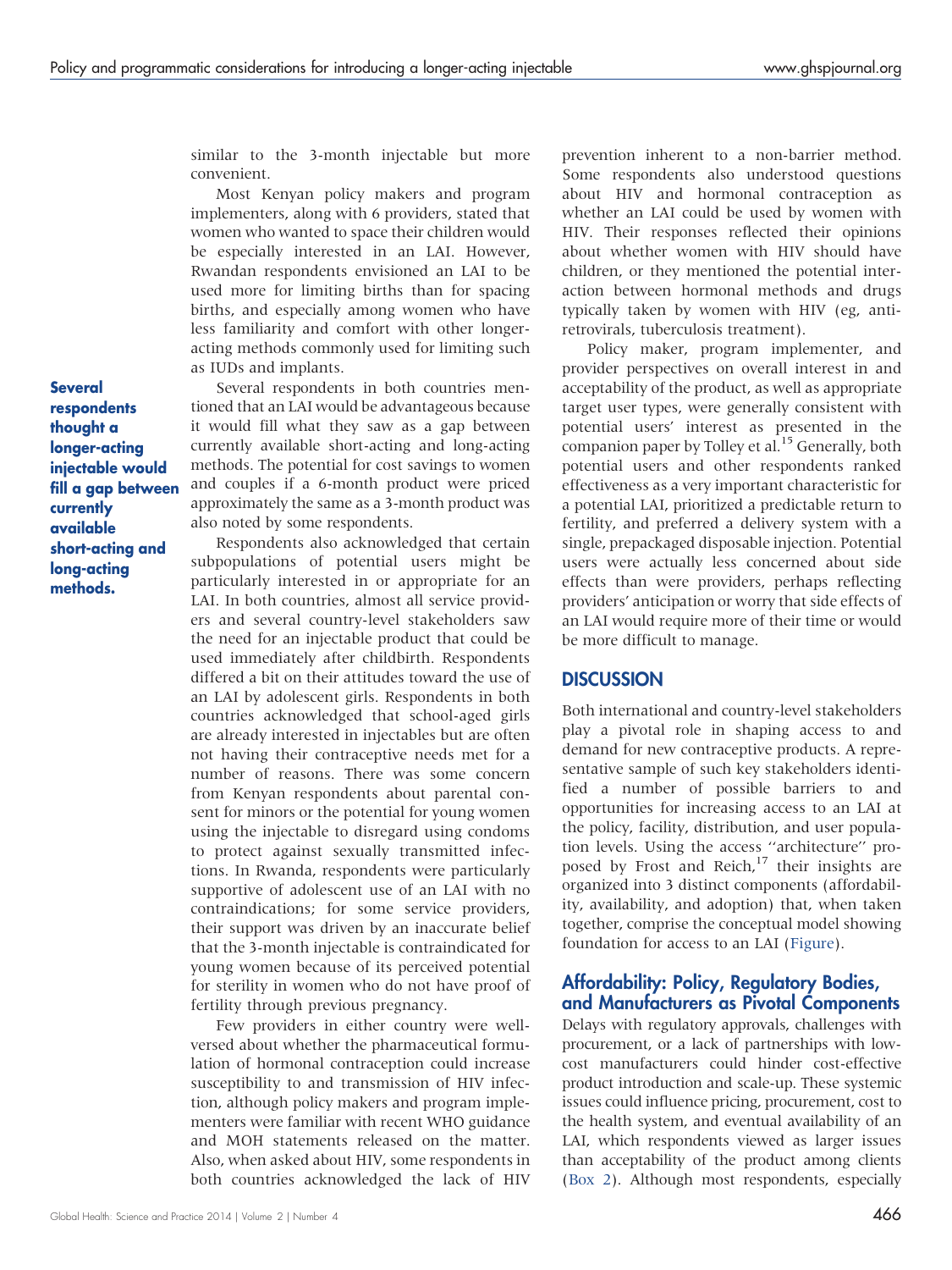similar to the 3-month injectable but more convenient.

Most Kenyan policy makers and program implementers, along with 6 providers, stated that women who wanted to space their children would be especially interested in an LAI. However, Rwandan respondents envisioned an LAI to be used more for limiting births than for spacing births, and especially among women who have less familiarity and comfort with other longer-acting methods commonly used for limiting such as IUDs and implants.

**Several respondents thought a longer-acting injectable would fill a gap between currently available short-acting and long-acting methods.**

Several respondents in both countries mentioned that an LAI would be advantageous because it would fill what they saw as a gap between currently available short-acting and long-acting methods. The potential for cost savings to women and couples if a 6-month product were priced approximately the same as a 3-month product was also noted by some respondents.

Respondents also acknowledged that certain subpopulations of potential users might be particularly interested in or appropriate for an LAI. In both countries, almost all service providers and several country-level stakeholders saw the need for an injectable product that could be used immediately after childbirth. Respondents differed a bit on their attitudes toward the use of an LAI by adolescent girls. Respondents in both countries acknowledged that school-aged girls are already interested in injectables but are often not having their contraceptive needs met for a number of reasons. There was some concern from Kenyan respondents about parental consent for minors or the potential for young women using the injectable to disregard using condoms to protect against sexually transmitted infections. In Rwanda, respondents were particularly supportive of adolescent use of an LAI with no contraindications; for some service providers, their support was driven by an inaccurate belief that the 3-month injectable is contraindicated for young women because of its perceived potential for sterility in women who do not have proof of fertility through previous pregnancy.

Few providers in either country were well-versed about whether the pharmaceutical formulation of hormonal contraception could increase susceptibility to and transmission of HIV infection, although policy makers and program implementers were familiar with recent WHO guidance and MOH statements released on the matter. Also, when asked about HIV, some respondents in both countries acknowledged the lack of HIV prevention inherent to a non-barrier method. Some respondents also understood questions about HIV and hormonal contraception as whether an LAI could be used by women with HIV. Their responses reflected their opinions about whether women with HIV should have children, or they mentioned the potential interaction between hormonal methods and drugs typically taken by women with HIV (eg, antiretrovirals, tuberculosis treatment).

Policy maker, program implementer, and provider perspectives on overall interest in and acceptability of the product, as well as appropriate target user types, were generally consistent with potential users' interest as presented in the companion paper by Tolley et al.[15] Generally, both potential users and other respondents ranked effectiveness as a very important characteristic for a potential LAI, prioritized a predictable return to fertility, and preferred a delivery system with a single, prepackaged disposable injection. Potential users were actually less concerned about side effects than were providers, perhaps reflecting providers' anticipation or worry that side effects of an LAI would require more of their time or would be more difficult to manage.

## DISCUSSION

Both international and country-level stakeholders play a pivotal role in shaping access to and demand for new contraceptive products. A representative sample of such key stakeholders identified a number of possible barriers to and opportunities for increasing access to an LAI at the policy, facility, distribution, and user population levels. Using the access "architecture" proposed by Frost and Reich,[17] their insights are organized into 3 distinct components (affordability, availability, and adoption) that, when taken together, comprise the conceptual model showing foundation for access to an LAI (Figure).

### Affordability: Policy, Regulatory Bodies, and Manufacturers as Pivotal Components

Delays with regulatory approvals, challenges with procurement, or a lack of partnerships with low-cost manufacturers could hinder cost-effective product introduction and scale-up. These systemic issues could influence pricing, procurement, cost to the health system, and eventual availability of an LAI, which respondents viewed as larger issues than acceptability of the product among clients (Box 2). Although most respondents, especially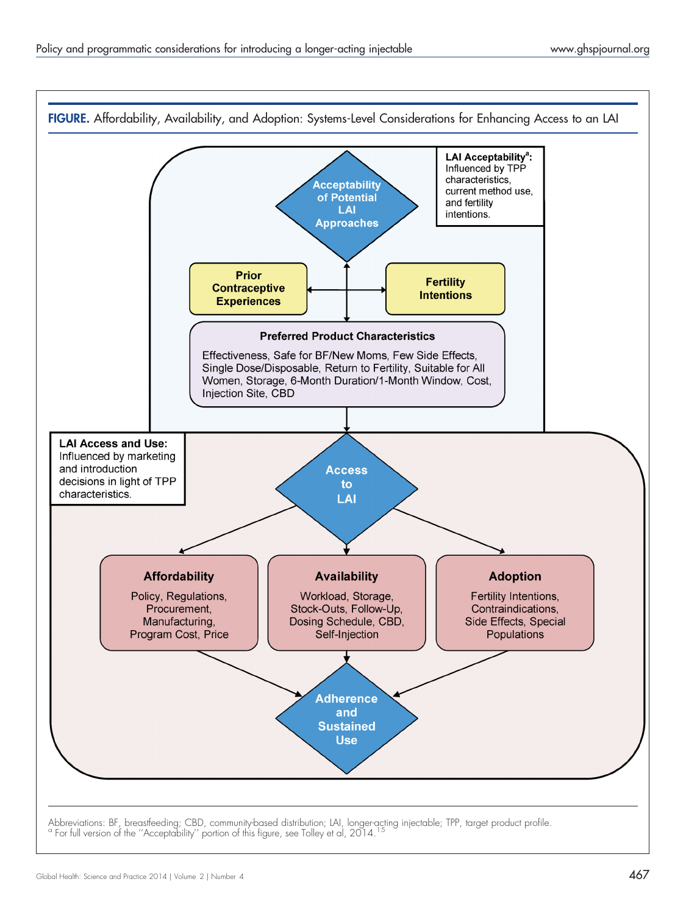**FIGURE.** Affordability, Availability, and Adoption: Systems-Level Considerations for Enhancing Access to an LAI

**LAI Acceptability[a]:** Influenced by TPP characteristics, current method use, and fertility intentions.

**Acceptability of Potential LAI Approaches**

**Prior Contraceptive Experiences**

**Fertility Intentions**

**Preferred Product Characteristics**

Effectiveness, Safe for BF/New Moms, Few Side Effects, Single Dose/Disposable, Return to Fertility, Suitable for All Women, Storage, 6-Month Duration/1-Month Window, Cost, Injection Site, CBD

**LAI Access and Use:** Influenced by marketing and introduction decisions in light of TPP characteristics.

**Access to LAI**

**Affordability**

Policy, Regulations, Procurement, Manufacturing, Program Cost, Price

**Availability**

Workload, Storage, Stock-Outs, Follow-Up, Dosing Schedule, CBD, Self-Injection

**Adoption**

Fertility Intentions, Contraindications, Side Effects, Special Populations

**Adherence and Sustained Use**

Abbreviations: BF, breastfeeding; CBD, community-based distribution; LAI, longer-acting injectable; TPP, target product profile.

[a] For full version of the "Acceptability" portion of this figure, see Tolley et al, 2014.[15]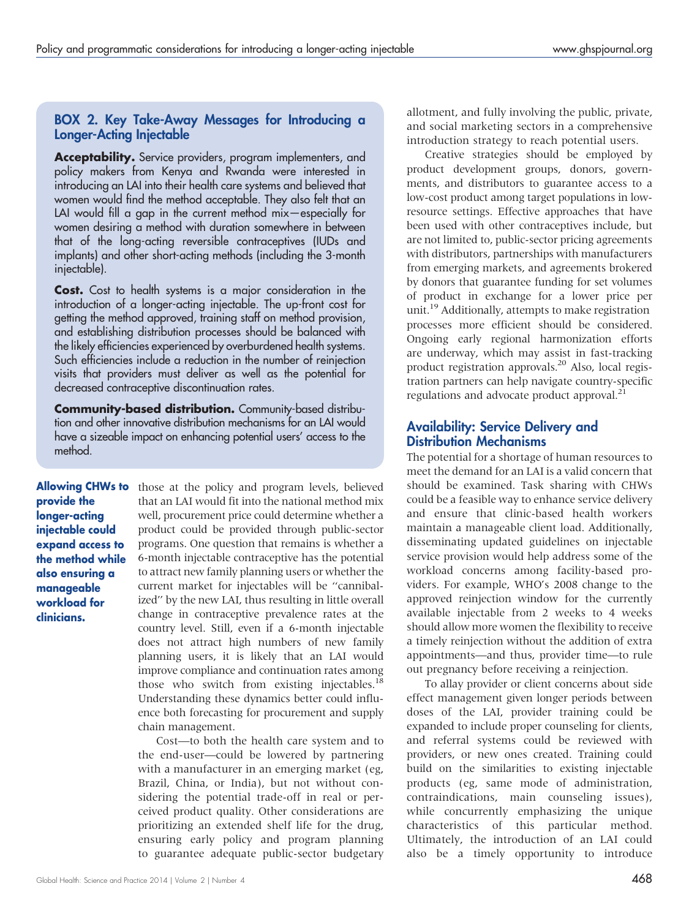### BOX 2. Key Take-Away Messages for Introducing a Longer-Acting Injectable

**Acceptability.** Service providers, program implementers, and policy makers from Kenya and Rwanda were interested in introducing an LAI into their health care systems and believed that women would find the method acceptable. They also felt that an LAI would fill a gap in the current method mix—especially for women desiring a method with duration somewhere in between that of the long-acting reversible contraceptives (IUDs and implants) and other short-acting methods (including the 3-month injectable).

**Cost.** Cost to health systems is a major consideration in the introduction of a longer-acting injectable. The up-front cost for getting the method approved, training staff on method provision, and establishing distribution processes should be balanced with the likely efficiencies experienced by overburdened health systems. Such efficiencies include a reduction in the number of reinjection visits that providers must deliver as well as the potential for decreased contraceptive discontinuation rates.

**Community-based distribution.** Community-based distribution and other innovative distribution mechanisms for an LAI would have a sizeable impact on enhancing potential users' access to the method.

**Allowing CHWs to provide the longer-acting injectable could expand access to the method while also ensuring a manageable workload for clinicians.**

those at the policy and program levels, believed that an LAI would fit into the national method mix well, procurement price could determine whether a product could be provided through public-sector programs. One question that remains is whether a 6-month injectable contraceptive has the potential to attract new family planning users or whether the current market for injectables will be "cannibalized" by the new LAI, thus resulting in little overall change in contraceptive prevalence rates at the country level. Still, even if a 6-month injectable does not attract high numbers of new family planning users, it is likely that an LAI would improve compliance and continuation rates among those who switch from existing injectables.[18] Understanding these dynamics better could influence both forecasting for procurement and supply chain management.

Cost—to both the health care system and to the end-user—could be lowered by partnering with a manufacturer in an emerging market (eg, Brazil, China, or India), but not without considering the potential trade-off in real or perceived product quality. Other considerations are prioritizing an extended shelf life for the drug, ensuring early policy and program planning to guarantee adequate public-sector budgetary allotment, and fully involving the public, private, and social marketing sectors in a comprehensive introduction strategy to reach potential users.

Creative strategies should be employed by product development groups, donors, governments, and distributors to guarantee access to a low-cost product among target populations in low-resource settings. Effective approaches that have been used with other contraceptives include, but are not limited to, public-sector pricing agreements with distributors, partnerships with manufacturers from emerging markets, and agreements brokered by donors that guarantee funding for set volumes of product in exchange for a lower price per unit.[19] Additionally, attempts to make registration processes more efficient should be considered. Ongoing early regional harmonization efforts are underway, which may assist in fast-tracking product registration approvals.[20] Also, local registration partners can help navigate country-specific regulations and advocate product approval.[21]

## Availability: Service Delivery and Distribution Mechanisms

The potential for a shortage of human resources to meet the demand for an LAI is a valid concern that should be examined. Task sharing with CHWs could be a feasible way to enhance service delivery and ensure that clinic-based health workers maintain a manageable client load. Additionally, disseminating updated guidelines on injectable service provision would help address some of the workload concerns among facility-based providers. For example, WHO's 2008 change to the approved reinjection window for the currently available injectable from 2 weeks to 4 weeks should allow more women the flexibility to receive a timely reinjection without the addition of extra appointments—and thus, provider time—to rule out pregnancy before receiving a reinjection.

To allay provider or client concerns about side effect management given longer periods between doses of the LAI, provider training could be expanded to include proper counseling for clients, and referral systems could be reviewed with providers, or new ones created. Training could build on the similarities to existing injectable products (eg, same mode of administration, contraindications, main counseling issues), while concurrently emphasizing the unique characteristics of this particular method. Ultimately, the introduction of an LAI could also be a timely opportunity to introduce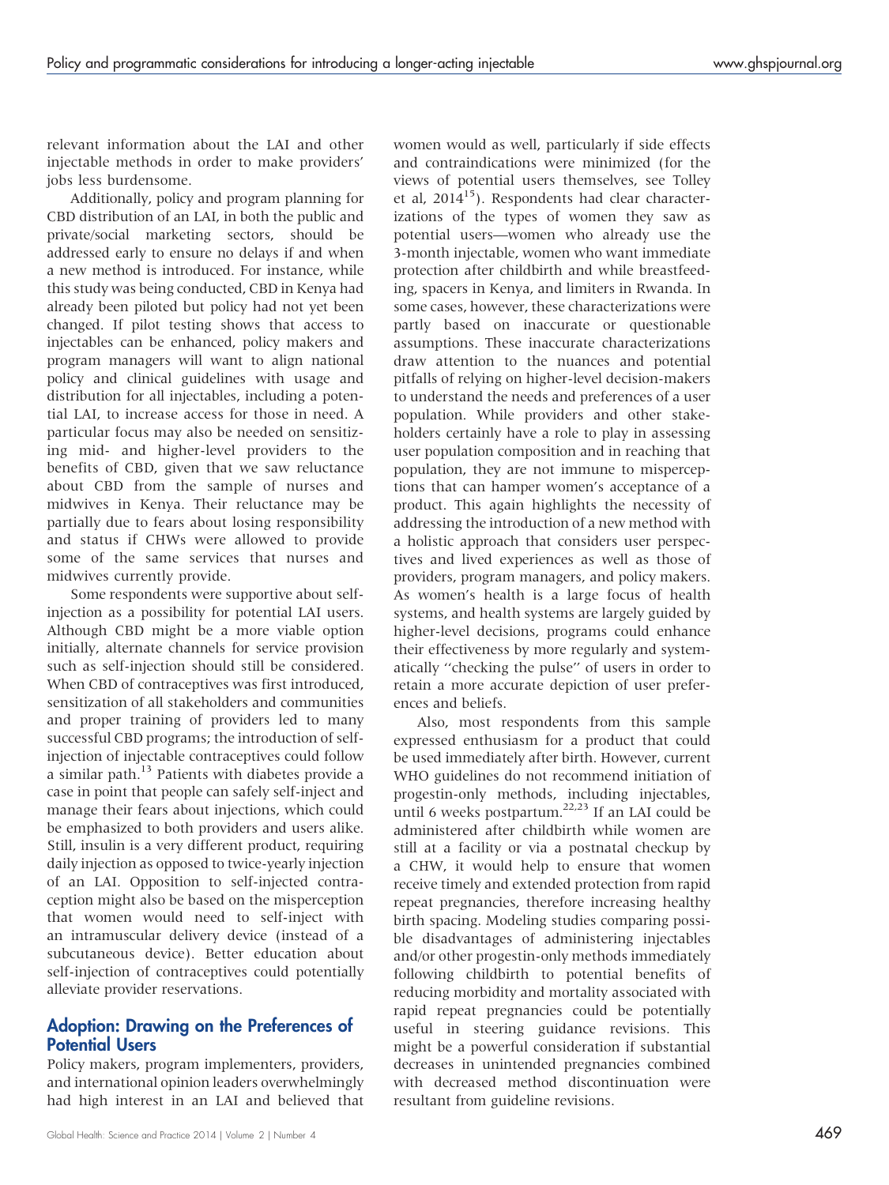relevant information about the LAI and other injectable methods in order to make providers' jobs less burdensome.

Additionally, policy and program planning for CBD distribution of an LAI, in both the public and private/social marketing sectors, should be addressed early to ensure no delays if and when a new method is introduced. For instance, while this study was being conducted, CBD in Kenya had already been piloted but policy had not yet been changed. If pilot testing shows that access to injectables can be enhanced, policy makers and program managers will want to align national policy and clinical guidelines with usage and distribution for all injectables, including a potential LAI, to increase access for those in need. A particular focus may also be needed on sensitizing mid- and higher-level providers to the benefits of CBD, given that we saw reluctance about CBD from the sample of nurses and midwives in Kenya. Their reluctance may be partially due to fears about losing responsibility and status if CHWs were allowed to provide some of the same services that nurses and midwives currently provide.

Some respondents were supportive about self-injection as a possibility for potential LAI users. Although CBD might be a more viable option initially, alternate channels for service provision such as self-injection should still be considered. When CBD of contraceptives was first introduced, sensitization of all stakeholders and communities and proper training of providers led to many successful CBD programs; the introduction of self-injection of injectable contraceptives could follow a similar path.[13] Patients with diabetes provide a case in point that people can safely self-inject and manage their fears about injections, which could be emphasized to both providers and users alike. Still, insulin is a very different product, requiring daily injection as opposed to twice-yearly injection of an LAI. Opposition to self-injected contraception might also be based on the misperception that women would need to self-inject with an intramuscular delivery device (instead of a subcutaneous device). Better education about self-injection of contraceptives could potentially alleviate provider reservations.

## Adoption: Drawing on the Preferences of Potential Users

Policy makers, program implementers, providers, and international opinion leaders overwhelmingly had high interest in an LAI and believed that women would as well, particularly if side effects and contraindications were minimized (for the views of potential users themselves, see Tolley et al, 2014[15]). Respondents had clear characterizations of the types of women they saw as potential users—women who already use the 3-month injectable, women who want immediate protection after childbirth and while breastfeeding, spacers in Kenya, and limiters in Rwanda. In some cases, however, these characterizations were partly based on inaccurate or questionable assumptions. These inaccurate characterizations draw attention to the nuances and potential pitfalls of relying on higher-level decision-makers to understand the needs and preferences of a user population. While providers and other stakeholders certainly have a role to play in assessing user population composition and in reaching that population, they are not immune to misperceptions that can hamper women's acceptance of a product. This again highlights the necessity of addressing the introduction of a new method with a holistic approach that considers user perspectives and lived experiences as well as those of providers, program managers, and policy makers. As women's health is a large focus of health systems, and health systems are largely guided by higher-level decisions, programs could enhance their effectiveness by more regularly and systematically "checking the pulse" of users in order to retain a more accurate depiction of user preferences and beliefs.

Also, most respondents from this sample expressed enthusiasm for a product that could be used immediately after birth. However, current WHO guidelines do not recommend initiation of progestin-only methods, including injectables, until 6 weeks postpartum.[22,23] If an LAI could be administered after childbirth while women are still at a facility or via a postnatal checkup by a CHW, it would help to ensure that women receive timely and extended protection from rapid repeat pregnancies, therefore increasing healthy birth spacing. Modeling studies comparing possible disadvantages of administering injectables and/or other progestin-only methods immediately following childbirth to potential benefits of reducing morbidity and mortality associated with rapid repeat pregnancies could be potentially useful in steering guidance revisions. This might be a powerful consideration if substantial decreases in unintended pregnancies combined with decreased method discontinuation were resultant from guideline revisions.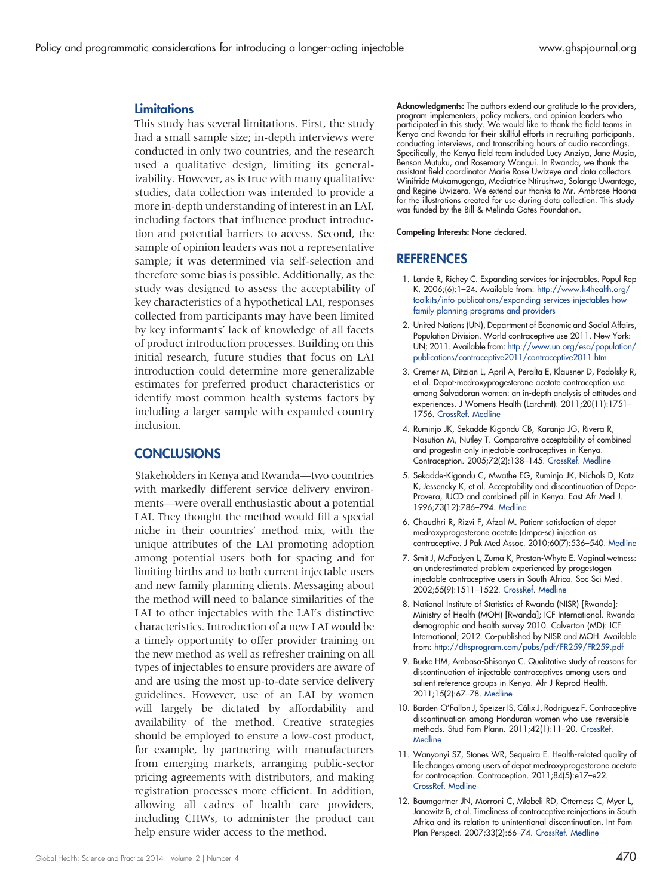## Limitations

This study has several limitations. First, the study had a small sample size; in-depth interviews were conducted in only two countries, and the research used a qualitative design, limiting its generalizability. However, as is true with many qualitative studies, data collection was intended to provide a more in-depth understanding of interest in an LAI, including factors that influence product introduction and potential barriers to access. Second, the sample of opinion leaders was not a representative sample; it was determined via self-selection and therefore some bias is possible. Additionally, as the study was designed to assess the acceptability of key characteristics of a hypothetical LAI, responses collected from participants may have been limited by key informants' lack of knowledge of all facets of product introduction processes. Building on this initial research, future studies that focus on LAI introduction could determine more generalizable estimates for preferred product characteristics or identify most common health systems factors by including a larger sample with expanded country inclusion.

## CONCLUSIONS

Stakeholders in Kenya and Rwanda—two countries with markedly different service delivery environments—were overall enthusiastic about a potential LAI. They thought the method would fill a special niche in their countries' method mix, with the unique attributes of the LAI promoting adoption among potential users both for spacing and for limiting births and to both current injectable users and new family planning clients. Messaging about the method will need to balance similarities of the LAI to other injectables with the LAI's distinctive characteristics. Introduction of a new LAI would be a timely opportunity to offer provider training on the new method as well as refresher training on all types of injectables to ensure providers are aware of and are using the most up-to-date service delivery guidelines. However, use of an LAI by women will largely be dictated by affordability and availability of the method. Creative strategies should be employed to ensure a low-cost product, for example, by partnering with manufacturers from emerging markets, arranging public-sector pricing agreements with distributors, and making registration processes more efficient. In addition, allowing all cadres of health care providers, including CHWs, to administer the product can help ensure wider access to the method.

**Acknowledgments:** The authors extend our gratitude to the providers, program implementers, policy makers, and opinion leaders who participated in this study. We would like to thank the field teams in Kenya and Rwanda for their skillful efforts in recruiting participants, conducting interviews, and transcribing hours of audio recordings. Specifically, the Kenya field team included Lucy Anziya, Jane Musia, Benson Mutuku, and Rosemary Wangui. In Rwanda, we thank the assistant field coordinator Marie Rose Uwizeye and data collectors Winifride Mukamugenga, Mediatrice Ntirushwa, Solange Uwantege, and Regine Uwizera. We extend our thanks to Mr. Ambrose Hoona for the illustrations created for use during data collection. This study was funded by the Bill & Melinda Gates Foundation.

**Competing Interests:** None declared.

## REFERENCES

1. Lande R, Richey C. Expanding services for injectables. Popul Rep K. 2006;(6):1–24. Available from: http://www.k4health.org/toolkits/info-publications/expanding-services-injectables-how-family-planning-programs-and-providers
2. United Nations (UN), Department of Economic and Social Affairs, Population Division. World contraceptive use 2011. New York: UN; 2011. Available from: http://www.un.org/esa/population/publications/contraceptive2011/contraceptive2011.htm
3. Cremer M, Ditzian L, April A, Peralta E, Klausner D, Podolsky R, et al. Depot-medroxyprogesterone acetate contraception use among Salvadoran women: an in-depth analysis of attitudes and experiences. J Womens Health (Larchmt). 2011;20(11):1751–1756. CrossRef. Medline
4. Ruminjo JK, Sekadde-Kigondu CB, Karanja JG, Rivera R, Nasution M, Nutley T. Comparative acceptability of combined and progestin-only injectable contraceptives in Kenya. Contraception. 2005;72(2):138–145. CrossRef. Medline
5. Sekadde-Kigondu C, Mwathe EG, Ruminjo JK, Nichols D, Katz K, Jessencky K, et al. Acceptability and discontinuation of Depo-Provera, IUCD and combined pill in Kenya. East Afr Med J. 1996;73(12):786–794. Medline
6. Chaudhri R, Rizvi F, Afzal M. Patient satisfaction of depot medroxyprogesterone acetate (dmpa-sc) injection as contraceptive. J Pak Med Assoc. 2010;60(7):536–540. Medline
7. Smit J, McFadyen L, Zuma K, Preston-Whyte E. Vaginal wetness: an underestimated problem experienced by progestogen injectable contraceptive users in South Africa. Soc Sci Med. 2002;55(9):1511–1522. CrossRef. Medline
8. National Institute of Statistics of Rwanda (NISR) [Rwanda]; Ministry of Health (MOH) [Rwanda]; ICF International. Rwanda demographic and health survey 2010. Calverton (MD): ICF International; 2012. Co-published by NISR and MOH. Available from: http://dhsprogram.com/pubs/pdf/FR259/FR259.pdf
9. Burke HM, Ambasa-Shisanya C. Qualitative study of reasons for discontinuation of injectable contraceptives among users and salient reference groups in Kenya. Afr J Reprod Health. 2011;15(2):67–78. Medline
10. Barden-O'Fallon J, Speizer IS, Cálix J, Rodriguez F. Contraceptive discontinuation among Honduran women who use reversible methods. Stud Fam Plann. 2011;42(1):11–20. CrossRef. Medline
11. Wanyonyi SZ, Stones WR, Sequeira E. Health-related quality of life changes among users of depot medroxyprogesterone acetate for contraception. Contraception. 2011;84(5):e17–e22. CrossRef. Medline
12. Baumgartner JN, Morroni C, Mlobeli RD, Otterness C, Myer L, Janowitz B, et al. Timeliness of contraceptive reinjections in South Africa and its relation to unintentional discontinuation. Int Fam Plan Perspect. 2007;33(2):66–74. CrossRef. Medline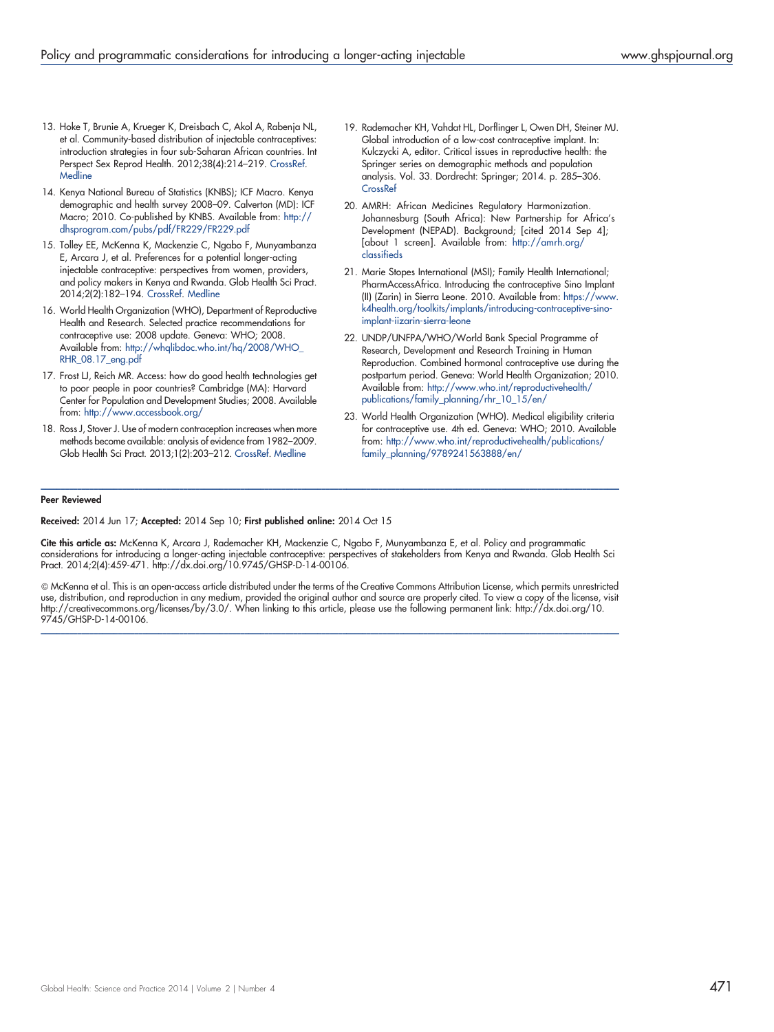13. Hoke T, Brunie A, Krueger K, Dreisbach C, Akol A, Rabenja NL, et al. Community-based distribution of injectable contraceptives: introduction strategies in four sub-Saharan African countries. Int Perspect Sex Reprod Health. 2012;38(4):214–219. CrossRef. Medline

14. Kenya National Bureau of Statistics (KNBS); ICF Macro. Kenya demographic and health survey 2008–09. Calverton (MD): ICF Macro; 2010. Co-published by KNBS. Available from: http://dhsprogram.com/pubs/pdf/FR229/FR229.pdf

15. Tolley EE, McKenna K, Mackenzie C, Ngabo F, Munyambanza E, Arcara J, et al. Preferences for a potential longer-acting injectable contraceptive: perspectives from women, providers, and policy makers in Kenya and Rwanda. Glob Health Sci Pract. 2014;2(2):182–194. CrossRef. Medline

16. World Health Organization (WHO), Department of Reproductive Health and Research. Selected practice recommendations for contraceptive use: 2008 update. Geneva: WHO; 2008. Available from: http://whqlibdoc.who.int/hq/2008/WHO_RHR_08.17_eng.pdf

17. Frost LJ, Reich MR. Access: how do good health technologies get to poor people in poor countries? Cambridge (MA): Harvard Center for Population and Development Studies; 2008. Available from: http://www.accessbook.org/

18. Ross J, Stover J. Use of modern contraception increases when more methods become available: analysis of evidence from 1982–2009. Glob Health Sci Pract. 2013;1(2):203–212. CrossRef. Medline

19. Rademacher KH, Vahdat HL, Dorflinger L, Owen DH, Steiner MJ. Global introduction of a low-cost contraceptive implant. In: Kulczycki A, editor. Critical issues in reproductive health: the Springer series on demographic methods and population analysis. Vol. 33. Dordrecht: Springer; 2014. p. 285–306. CrossRef

20. AMRH: African Medicines Regulatory Harmonization. Johannesburg (South Africa): New Partnership for Africa's Development (NEPAD). Background; [cited 2014 Sep 4]; [about 1 screen]. Available from: http://amrh.org/classifieds

21. Marie Stopes International (MSI); Family Health International; PharmAccessAfrica. Introducing the contraceptive Sino Implant (II) (Zarin) in Sierra Leone. 2010. Available from: https://www.k4health.org/toolkits/implants/introducing-contraceptive-sino-implant-iizarin-sierra-leone

22. UNDP/UNFPA/WHO/World Bank Special Programme of Research, Development and Research Training in Human Reproduction. Combined hormonal contraceptive use during the postpartum period. Geneva: World Health Organization; 2010. Available from: http://www.who.int/reproductivehealth/publications/family_planning/rhr_10_15/en/

23. World Health Organization (WHO). Medical eligibility criteria for contraceptive use. 4th ed. Geneva: WHO; 2010. Available from: http://www.who.int/reproductivehealth/publications/family_planning/9789241563888/en/

---

**Peer Reviewed**

**Received:** 2014 Jun 17; **Accepted:** 2014 Sep 10; **First published online:** 2014 Oct 15

**Cite this article as:** McKenna K, Arcara J, Rademacher KH, Mackenzie C, Ngabo F, Munyambanza E, et al. Policy and programmatic considerations for introducing a longer-acting injectable contraceptive: perspectives of stakeholders from Kenya and Rwanda. Glob Health Sci Pract. 2014;2(4):459-471. http://dx.doi.org/10.9745/GHSP-D-14-00106.

© McKenna et al. This is an open-access article distributed under the terms of the Creative Commons Attribution License, which permits unrestricted use, distribution, and reproduction in any medium, provided the original author and source are properly cited. To view a copy of the license, visit http://creativecommons.org/licenses/by/3.0/. When linking to this article, please use the following permanent link: http://dx.doi.org/10.9745/GHSP-D-14-00106.